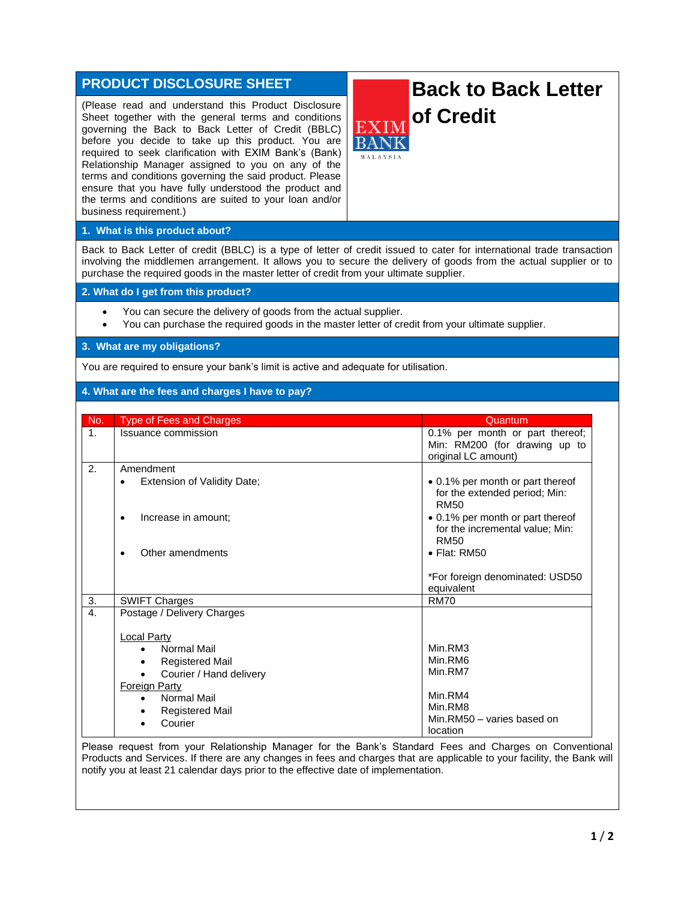## PRODUCT DISCLOSURE SHEET

(Please read and understand this Product Disclosure Sheet together with the general terms and conditions governing the Back to Back Letter of Credit (BBLC) before you decide to take up this product. You are required to seek clarification with EXIM Bank's (Bank) Relationship Manager assigned to you on any of the terms and conditions governing the said product. Please ensure that you have fully understood the product and the terms and conditions are suited to your loan and/or business requirement.)

EXIM BANK MALAYSIA

# Back to Back Letter of Credit

## 1. What is this product about?

Back to Back Letter of credit (BBLC) is a type of letter of credit issued to cater for international trade transaction involving the middlemen arrangement. It allows you to secure the delivery of goods from the actual supplier or to purchase the required goods in the master letter of credit from your ultimate supplier.

## 2. What do I get from this product?

- You can secure the delivery of goods from the actual supplier.
- You can purchase the required goods in the master letter of credit from your ultimate supplier.

## 3. What are my obligations?

You are required to ensure your bank's limit is active and adequate for utilisation.

## 4. What are the fees and charges I have to pay?

| No. | Type of Fees and Charges | Quantum |
|---|---|---|
| 1. | Issuance commission | 0.1% per month or part thereof; Min: RM200 (for drawing up to original LC amount) |
| 2. | Amendment<br>• Extension of Validity Date;<br>• Increase in amount;<br>• Other amendments | • 0.1% per month or part thereof for the extended period; Min: RM50<br>• 0.1% per month or part thereof for the incremental value; Min: RM50<br>• Flat: RM50<br><br>*For foreign denominated: USD50 equivalent |
| 3. | SWIFT Charges | RM70 |
| 4. | Postage / Delivery Charges<br><br>Local Party<br>• Normal Mail<br>• Registered Mail<br>• Courier / Hand delivery<br>Foreign Party<br>• Normal Mail<br>• Registered Mail<br>• Courier | <br><br><br>Min.RM3<br>Min.RM6<br>Min.RM7<br><br>Min.RM4<br>Min.RM8<br>Min.RM50 – varies based on location |

Please request from your Relationship Manager for the Bank's Standard Fees and Charges on Conventional Products and Services. If there are any changes in fees and charges that are applicable to your facility, the Bank will notify you at least 21 calendar days prior to the effective date of implementation.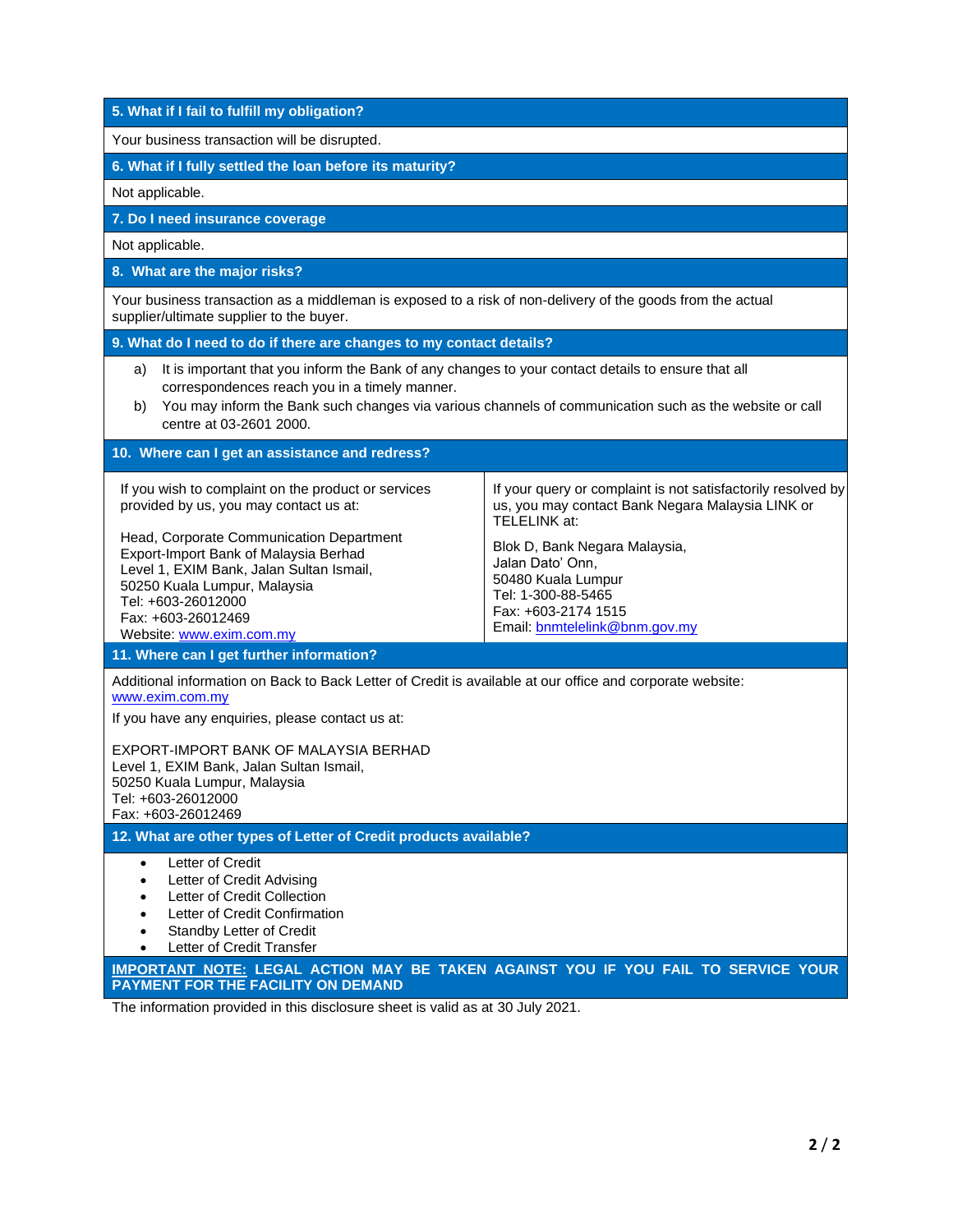### 5. What if I fail to fulfill my obligation?

Your business transaction will be disrupted.

### 6. What if I fully settled the loan before its maturity?

Not applicable.

### 7. Do I need insurance coverage

Not applicable.

### 8. What are the major risks?

Your business transaction as a middleman is exposed to a risk of non-delivery of the goods from the actual supplier/ultimate supplier to the buyer.

### 9. What do I need to do if there are changes to my contact details?

a) It is important that you inform the Bank of any changes to your contact details to ensure that all correspondences reach you in a timely manner.

b) You may inform the Bank such changes via various channels of communication such as the website or call centre at 03-2601 2000.

### 10. Where can I get an assistance and redress?

If you wish to complaint on the product or services provided by us, you may contact us at:

Head, Corporate Communication Department
Export-Import Bank of Malaysia Berhad
Level 1, EXIM Bank, Jalan Sultan Ismail,
50250 Kuala Lumpur, Malaysia
Tel: +603-26012000
Fax: +603-26012469
Website: www.exim.com.my

If your query or complaint is not satisfactorily resolved by us, you may contact Bank Negara Malaysia LINK or TELELINK at:

Blok D, Bank Negara Malaysia,
Jalan Dato' Onn,
50480 Kuala Lumpur
Tel: 1-300-88-5465
Fax: +603-2174 1515
Email: bnmtelelink@bnm.gov.my

### 11. Where can I get further information?

Additional information on Back to Back Letter of Credit is available at our office and corporate website: www.exim.com.my

If you have any enquiries, please contact us at:

EXPORT-IMPORT BANK OF MALAYSIA BERHAD
Level 1, EXIM Bank, Jalan Sultan Ismail,
50250 Kuala Lumpur, Malaysia
Tel: +603-26012000
Fax: +603-26012469

### 12. What are other types of Letter of Credit products available?

- Letter of Credit
- Letter of Credit Advising
- Letter of Credit Collection
- Letter of Credit Confirmation
- Standby Letter of Credit
- Letter of Credit Transfer

**IMPORTANT NOTE: LEGAL ACTION MAY BE TAKEN AGAINST YOU IF YOU FAIL TO SERVICE YOUR PAYMENT FOR THE FACILITY ON DEMAND**

The information provided in this disclosure sheet is valid as at 30 July 2021.